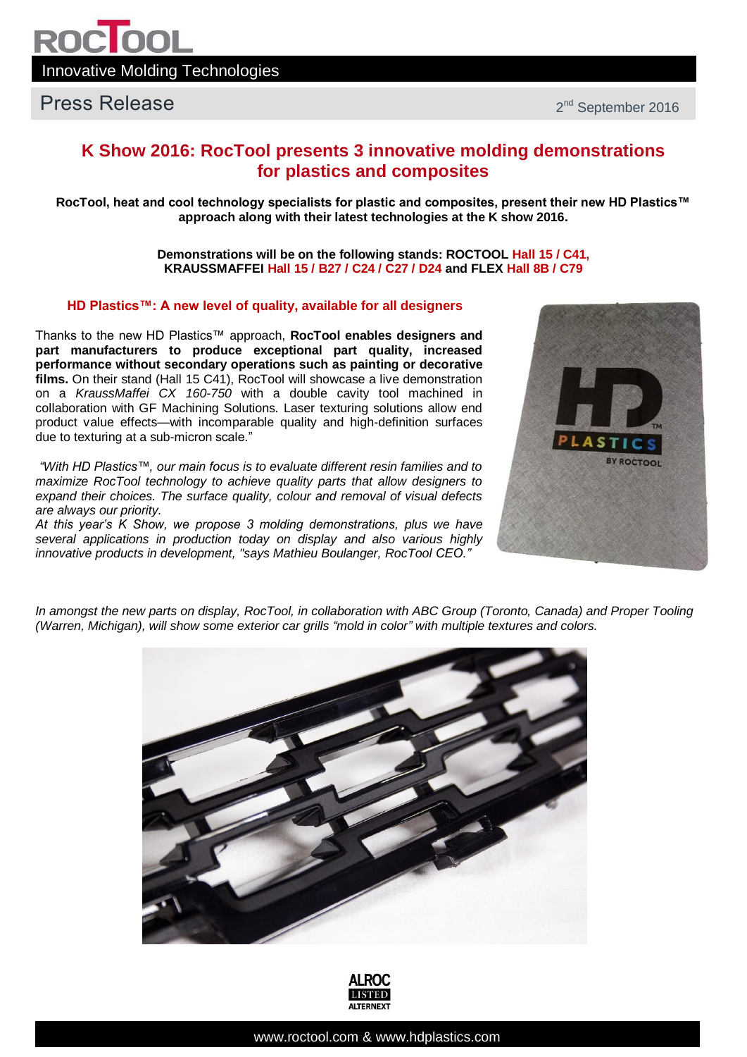# ROCTOOL

Innovative Molding Technologies

Press Release

2nd September 2016

## K Show 2016: RocTool presents 3 innovative molding demonstrations for plastics and composites

**RocTool, heat and cool technology specialists for plastic and composites, present their new HD Plastics™ approach along with their latest technologies at the K show 2016.**

**Demonstrations will be on the following stands: ROCTOOL Hall 15 / C41, KRAUSSMAFFEI Hall 15 / B27 / C24 / C27 / D24 and FLEX Hall 8B / C79**

### HD Plastics™: A new level of quality, available for all designers

Thanks to the new HD Plastics™ approach, **RocTool enables designers and part manufacturers to produce exceptional part quality, increased performance without secondary operations such as painting or decorative films.** On their stand (Hall 15 C41), RocTool will showcase a live demonstration on a *KraussMaffei CX 160-750* with a double cavity tool machined in collaboration with GF Machining Solutions. Laser texturing solutions allow end product value effects—with incomparable quality and high-definition surfaces due to texturing at a sub-micron scale."

*"With HD Plastics™, our main focus is to evaluate different resin families and to maximize RocTool technology to achieve quality parts that allow designers to expand their choices. The surface quality, colour and removal of visual defects are always our priority.*
*At this year's K Show, we propose 3 molding demonstrations, plus we have several applications in production today on display and also various highly innovative products in development, "says Mathieu Boulanger, RocTool CEO."*

*In amongst the new parts on display, RocTool, in collaboration with ABC Group (Toronto, Canada) and Proper Tooling (Warren, Michigan), will show some exterior car grills "mold in color" with multiple textures and colors.*

ALROC LISTED ALTERNEXT

www.roctool.com & www.hdplastics.com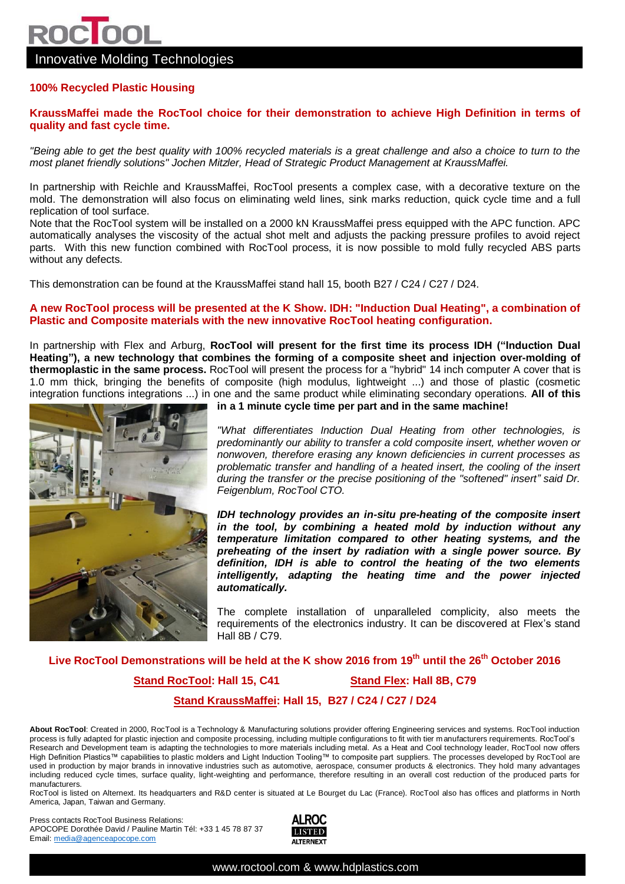# ROCTOOL

Innovative Molding Technologies

## 100% Recycled Plastic Housing

**KraussMaffei made the RocTool choice for their demonstration to achieve High Definition in terms of quality and fast cycle time.**

*"Being able to get the best quality with 100% recycled materials is a great challenge and also a choice to turn to the most planet friendly solutions" Jochen Mitzler, Head of Strategic Product Management at KraussMaffei.*

In partnership with Reichle and KraussMaffei, RocTool presents a complex case, with a decorative texture on the mold. The demonstration will also focus on eliminating weld lines, sink marks reduction, quick cycle time and a full replication of tool surface.

Note that the RocTool system will be installed on a 2000 kN KraussMaffei press equipped with the APC function. APC automatically analyses the viscosity of the actual shot melt and adjusts the packing pressure profiles to avoid reject parts. With this new function combined with RocTool process, it is now possible to mold fully recycled ABS parts without any defects.

This demonstration can be found at the KraussMaffei stand hall 15, booth B27 / C24 / C27 / D24.

**A new RocTool process will be presented at the K Show. IDH: "Induction Dual Heating", a combination of Plastic and Composite materials with the new innovative RocTool heating configuration.**

In partnership with Flex and Arburg, **RocTool will present for the first time its process IDH ("Induction Dual Heating"), a new technology that combines the forming of a composite sheet and injection over-molding of thermoplastic in the same process.** RocTool will present the process for a "hybrid" 14 inch computer A cover that is 1.0 mm thick, bringing the benefits of composite (high modulus, lightweight ...) and those of plastic (cosmetic integration functions integrations ...) in one and the same product while eliminating secondary operations. **All of this in a 1 minute cycle time per part and in the same machine!**

*"What differentiates Induction Dual Heating from other technologies, is predominantly our ability to transfer a cold composite insert, whether woven or nonwoven, therefore erasing any known deficiencies in current processes as problematic transfer and handling of a heated insert, the cooling of the insert during the transfer or the precise positioning of the "softened" insert" said Dr. Feigenblum, RocTool CTO.*

***IDH technology provides an in-situ pre-heating of the composite insert in the tool, by combining a heated mold by induction without any temperature limitation compared to other heating systems, and the preheating of the insert by radiation with a single power source. By definition, IDH is able to control the heating of the two elements intelligently, adapting the heating time and the power injected automatically.***

The complete installation of unparalleled complicity, also meets the requirements of the electronics industry. It can be discovered at Flex's stand Hall 8B / C79.

**Live RocTool Demonstrations will be held at the K show 2016 from 19th until the 26th October 2016**

**Stand RocTool: Hall 15, C41** **Stand Flex: Hall 8B, C79**

**Stand KraussMaffei: Hall 15, B27 / C24 / C27 / D24**

**About RocTool**: Created in 2000, RocTool is a Technology & Manufacturing solutions provider offering Engineering services and systems. RocTool induction process is fully adapted for plastic injection and composite processing, including multiple configurations to fit with tier manufacturers requirements. RocTool's Research and Development team is adapting the technologies to more materials including metal. As a Heat and Cool technology leader, RocTool now offers High Definition Plastics™ capabilities to plastic molders and Light Induction Tooling™ to composite part suppliers. The processes developed by RocTool are used in production by major brands in innovative industries such as automotive, aerospace, consumer products & electronics. They hold many advantages including reduced cycle times, surface quality, light-weighting and performance, therefore resulting in an overall cost reduction of the produced parts for manufacturers.

RocTool is listed on Alternext. Its headquarters and R&D center is situated at Le Bourget du Lac (France). RocTool also has offices and platforms in North America, Japan, Taiwan and Germany.

Press contacts RocTool Business Relations:
APOCOPE Dorothée David / Pauline Martin Tél: +33 1 45 78 87 37
Email: media@agenceapocope.com

ALROC LISTED ALTERNEXT

www.roctool.com & www.hdplastics.com